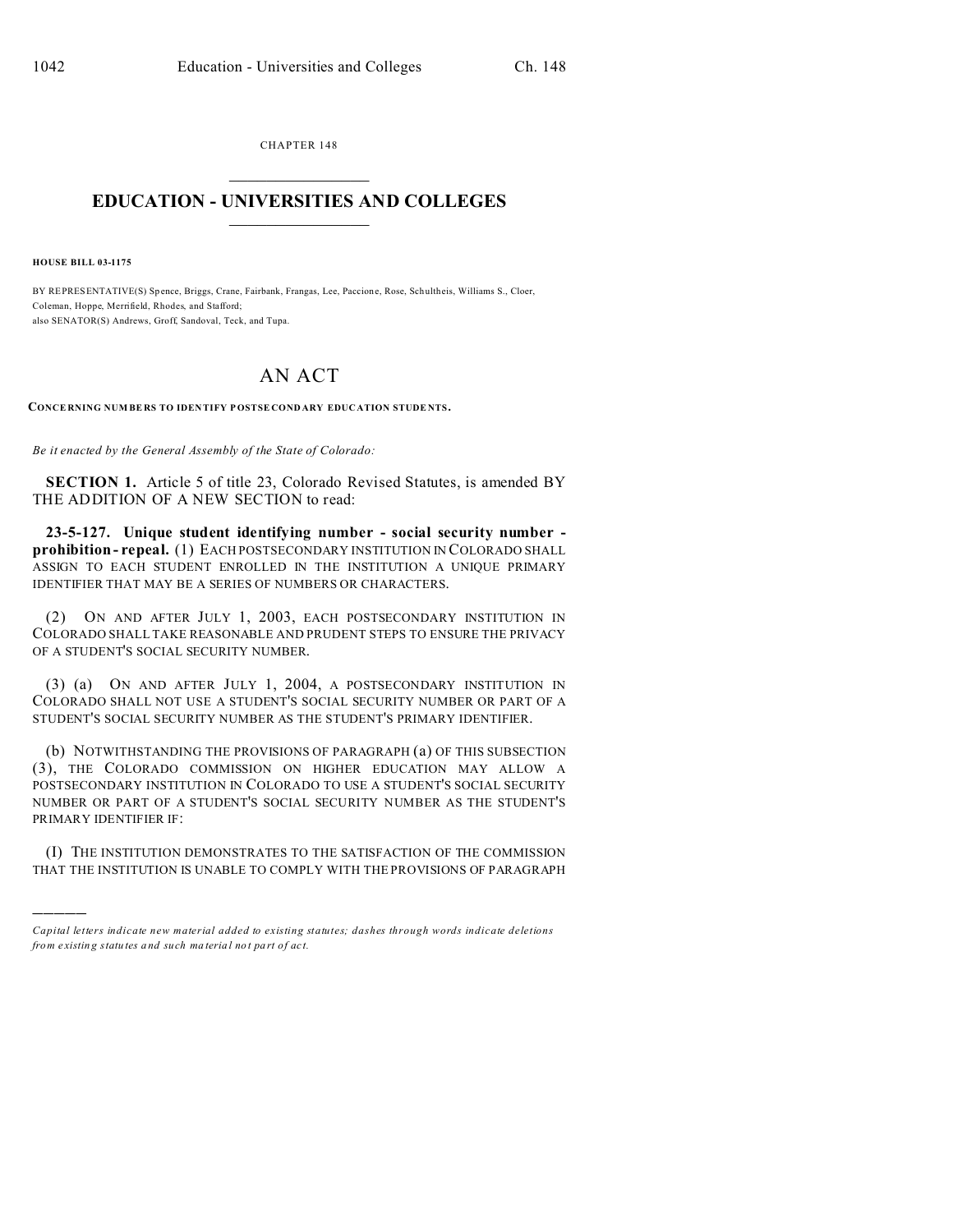CHAPTER 148

# EDUCATION - UNIVERSITIES AND COLLEGES

**HOUSE BILL 03-1175**

BY REPRESENTATIVE(S) Spence, Briggs, Crane, Fairbank, Frangas, Lee, Paccione, Rose, Schultheis, Williams S., Cloer, Coleman, Hoppe, Merrifield, Rhodes, and Stafford;
also SENATOR(S) Andrews, Groff, Sandoval, Teck, and Tupa.

# AN ACT

**CONCERNING NUMBERS TO IDENTIFY POSTSECONDARY EDUCATION STUDENTS.**

*Be it enacted by the General Assembly of the State of Colorado:*

**SECTION 1.** Article 5 of title 23, Colorado Revised Statutes, is amended BY THE ADDITION OF A NEW SECTION to read:

**23-5-127. Unique student identifying number - social security number - prohibition - repeal.** (1) EACH POSTSECONDARY INSTITUTION IN COLORADO SHALL ASSIGN TO EACH STUDENT ENROLLED IN THE INSTITUTION A UNIQUE PRIMARY IDENTIFIER THAT MAY BE A SERIES OF NUMBERS OR CHARACTERS.

(2) ON AND AFTER JULY 1, 2003, EACH POSTSECONDARY INSTITUTION IN COLORADO SHALL TAKE REASONABLE AND PRUDENT STEPS TO ENSURE THE PRIVACY OF A STUDENT'S SOCIAL SECURITY NUMBER.

(3) (a) ON AND AFTER JULY 1, 2004, A POSTSECONDARY INSTITUTION IN COLORADO SHALL NOT USE A STUDENT'S SOCIAL SECURITY NUMBER OR PART OF A STUDENT'S SOCIAL SECURITY NUMBER AS THE STUDENT'S PRIMARY IDENTIFIER.

(b) NOTWITHSTANDING THE PROVISIONS OF PARAGRAPH (a) OF THIS SUBSECTION (3), THE COLORADO COMMISSION ON HIGHER EDUCATION MAY ALLOW A POSTSECONDARY INSTITUTION IN COLORADO TO USE A STUDENT'S SOCIAL SECURITY NUMBER OR PART OF A STUDENT'S SOCIAL SECURITY NUMBER AS THE STUDENT'S PRIMARY IDENTIFIER IF:

(I) THE INSTITUTION DEMONSTRATES TO THE SATISFACTION OF THE COMMISSION THAT THE INSTITUTION IS UNABLE TO COMPLY WITH THE PROVISIONS OF PARAGRAPH

---

*Capital letters indicate new material added to existing statutes; dashes through words indicate deletions from existing statutes and such material not part of act.*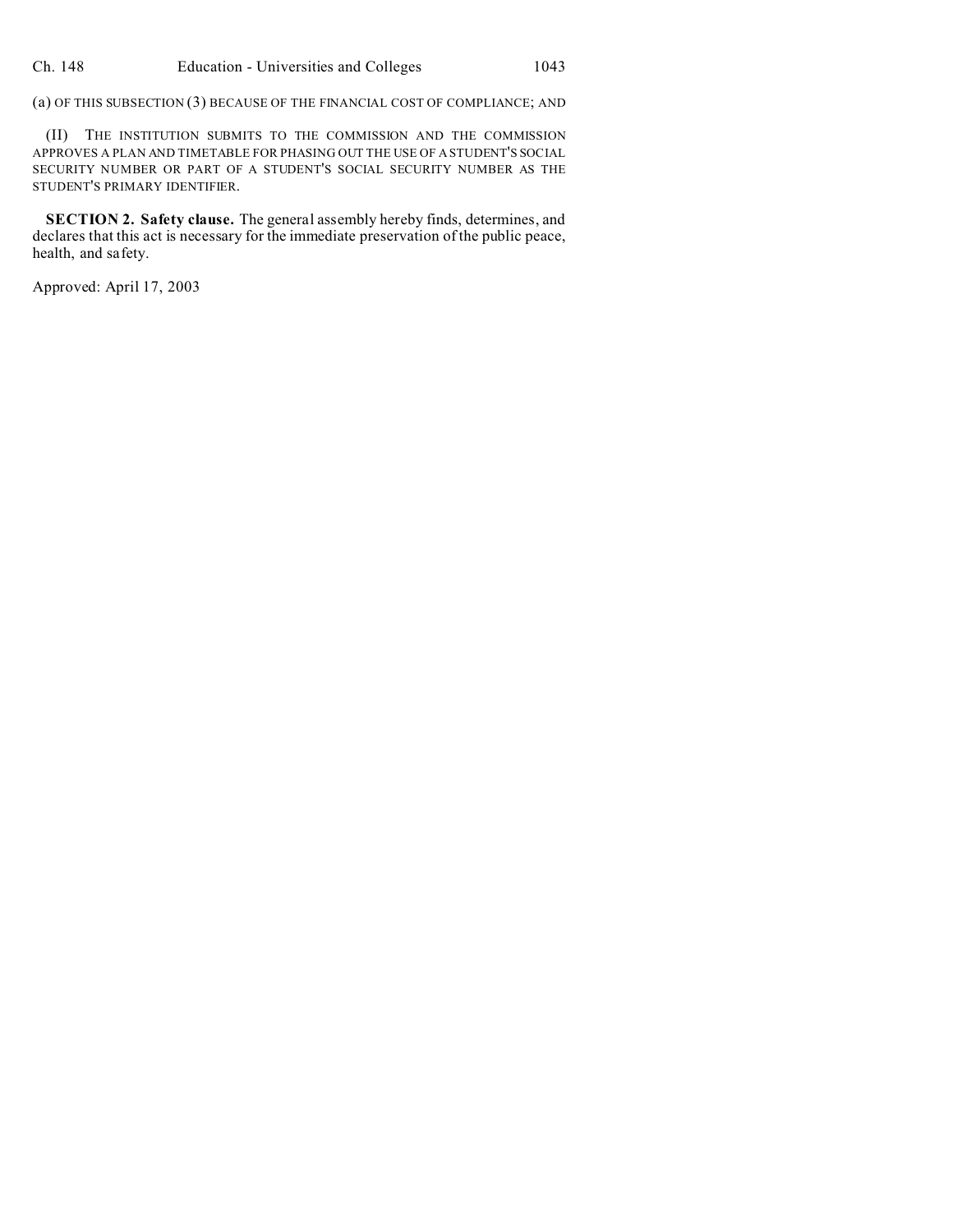(a) OF THIS SUBSECTION (3) BECAUSE OF THE FINANCIAL COST OF COMPLIANCE; AND

(II) THE INSTITUTION SUBMITS TO THE COMMISSION AND THE COMMISSION APPROVES A PLAN AND TIMETABLE FOR PHASING OUT THE USE OF A STUDENT'S SOCIAL SECURITY NUMBER OR PART OF A STUDENT'S SOCIAL SECURITY NUMBER AS THE STUDENT'S PRIMARY IDENTIFIER.

**SECTION 2. Safety clause.** The general assembly hereby finds, determines, and declares that this act is necessary for the immediate preservation of the public peace, health, and safety.

Approved: April 17, 2003